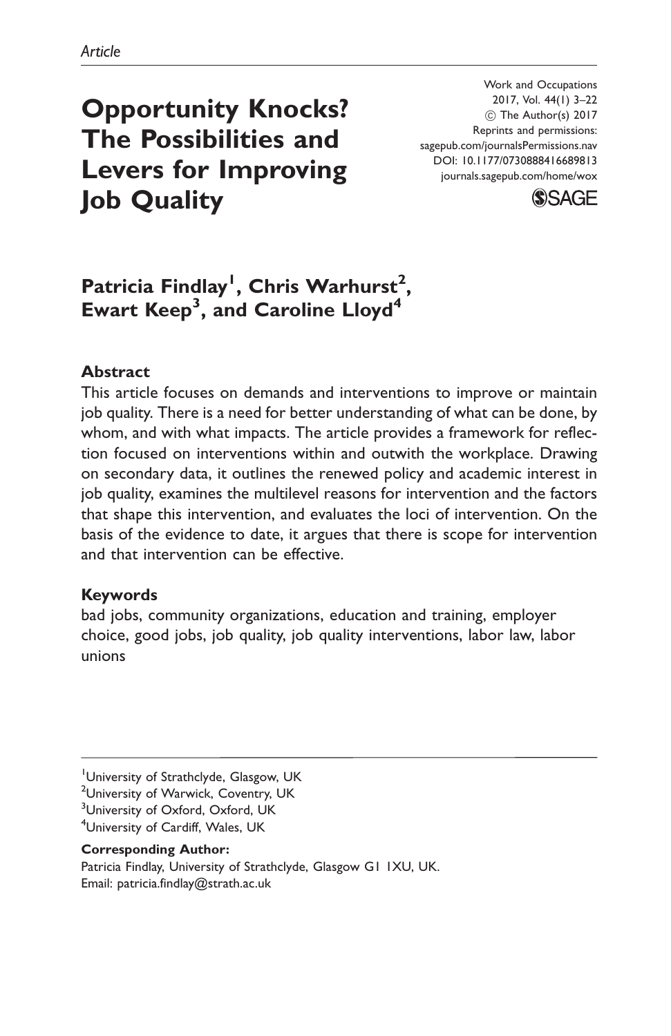*Article*

# Opportunity Knocks? The Possibilities and Levers for Improving Job Quality

Work and Occupations
2017, Vol. 44(1) 3–22
© The Author(s) 2017
Reprints and permissions:
sagepub.com/journalsPermissions.nav
DOI: 10.1177/0730888416689813
journals.sagepub.com/home/wox

**Patricia Findlay[1], Chris Warhurst[2], Ewart Keep[3], and Caroline Lloyd[4]**

## Abstract

This article focuses on demands and interventions to improve or maintain job quality. There is a need for better understanding of what can be done, by whom, and with what impacts. The article provides a framework for reflection focused on interventions within and outwith the workplace. Drawing on secondary data, it outlines the renewed policy and academic interest in job quality, examines the multilevel reasons for intervention and the factors that shape this intervention, and evaluates the loci of intervention. On the basis of the evidence to date, it argues that there is scope for intervention and that intervention can be effective.

## Keywords

bad jobs, community organizations, education and training, employer choice, good jobs, job quality, job quality interventions, labor law, labor unions

---

[1]University of Strathclyde, Glasgow, UK
[2]University of Warwick, Coventry, UK
[3]University of Oxford, Oxford, UK
[4]University of Cardiff, Wales, UK

**Corresponding Author:**
Patricia Findlay, University of Strathclyde, Glasgow G1 1XU, UK.
Email: patricia.findlay@strath.ac.uk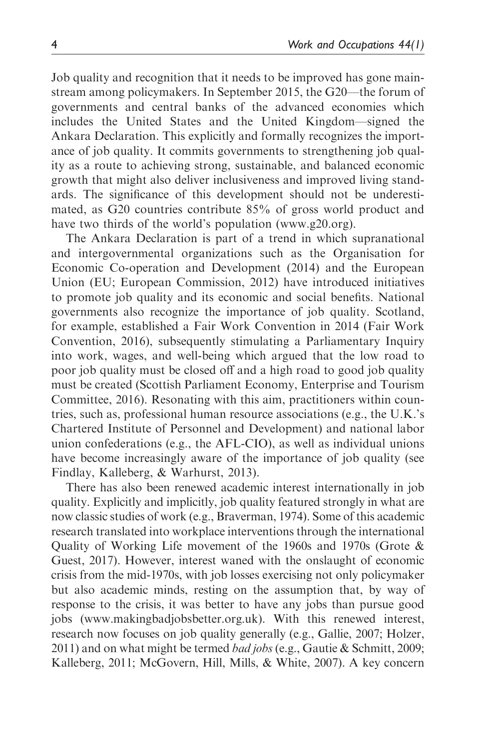Job quality and recognition that it needs to be improved has gone mainstream among policymakers. In September 2015, the G20—the forum of governments and central banks of the advanced economies which includes the United States and the United Kingdom—signed the Ankara Declaration. This explicitly and formally recognizes the importance of job quality. It commits governments to strengthening job quality as a route to achieving strong, sustainable, and balanced economic growth that might also deliver inclusiveness and improved living standards. The significance of this development should not be underestimated, as G20 countries contribute 85% of gross world product and have two thirds of the world's population (www.g20.org).

The Ankara Declaration is part of a trend in which supranational and intergovernmental organizations such as the Organisation for Economic Co-operation and Development (2014) and the European Union (EU; European Commission, 2012) have introduced initiatives to promote job quality and its economic and social benefits. National governments also recognize the importance of job quality. Scotland, for example, established a Fair Work Convention in 2014 (Fair Work Convention, 2016), subsequently stimulating a Parliamentary Inquiry into work, wages, and well-being which argued that the low road to poor job quality must be closed off and a high road to good job quality must be created (Scottish Parliament Economy, Enterprise and Tourism Committee, 2016). Resonating with this aim, practitioners within countries, such as, professional human resource associations (e.g., the U.K.'s Chartered Institute of Personnel and Development) and national labor union confederations (e.g., the AFL-CIO), as well as individual unions have become increasingly aware of the importance of job quality (see Findlay, Kalleberg, & Warhurst, 2013).

There has also been renewed academic interest internationally in job quality. Explicitly and implicitly, job quality featured strongly in what are now classic studies of work (e.g., Braverman, 1974). Some of this academic research translated into workplace interventions through the international Quality of Working Life movement of the 1960s and 1970s (Grote & Guest, 2017). However, interest waned with the onslaught of economic crisis from the mid-1970s, with job losses exercising not only policymaker but also academic minds, resting on the assumption that, by way of response to the crisis, it was better to have any jobs than pursue good jobs (www.makingbadjobsbetter.org.uk). With this renewed interest, research now focuses on job quality generally (e.g., Gallie, 2007; Holzer, 2011) and on what might be termed *bad jobs* (e.g., Gautie & Schmitt, 2009; Kalleberg, 2011; McGovern, Hill, Mills, & White, 2007). A key concern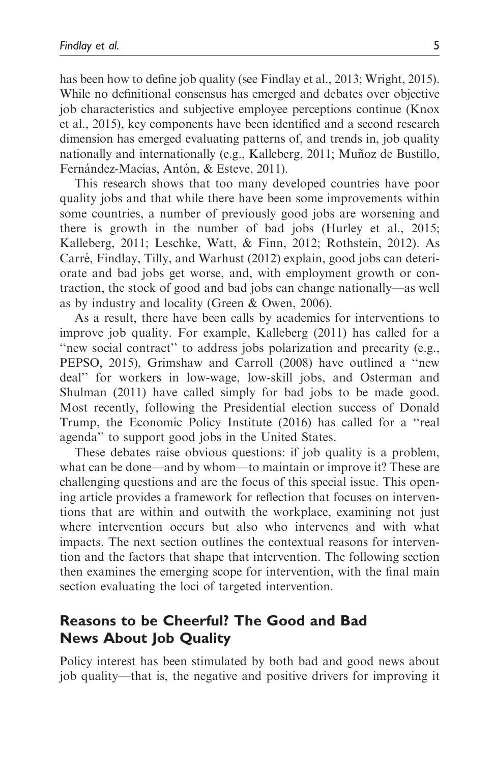has been how to define job quality (see Findlay et al., 2013; Wright, 2015). While no definitional consensus has emerged and debates over objective job characteristics and subjective employee perceptions continue (Knox et al., 2015), key components have been identified and a second research dimension has emerged evaluating patterns of, and trends in, job quality nationally and internationally (e.g., Kalleberg, 2011; Muñoz de Bustillo, Fernández-Macías, Antón, & Esteve, 2011).

This research shows that too many developed countries have poor quality jobs and that while there have been some improvements within some countries, a number of previously good jobs are worsening and there is growth in the number of bad jobs (Hurley et al., 2015; Kalleberg, 2011; Leschke, Watt, & Finn, 2012; Rothstein, 2012). As Carré, Findlay, Tilly, and Warhust (2012) explain, good jobs can deteriorate and bad jobs get worse, and, with employment growth or contraction, the stock of good and bad jobs can change nationally—as well as by industry and locality (Green & Owen, 2006).

As a result, there have been calls by academics for interventions to improve job quality. For example, Kalleberg (2011) has called for a "new social contract" to address jobs polarization and precarity (e.g., PEPSO, 2015), Grimshaw and Carroll (2008) have outlined a "new deal" for workers in low-wage, low-skill jobs, and Osterman and Shulman (2011) have called simply for bad jobs to be made good. Most recently, following the Presidential election success of Donald Trump, the Economic Policy Institute (2016) has called for a "real agenda" to support good jobs in the United States.

These debates raise obvious questions: if job quality is a problem, what can be done—and by whom—to maintain or improve it? These are challenging questions and are the focus of this special issue. This opening article provides a framework for reflection that focuses on interventions that are within and outwith the workplace, examining not just where intervention occurs but also who intervenes and with what impacts. The next section outlines the contextual reasons for intervention and the factors that shape that intervention. The following section then examines the emerging scope for intervention, with the final main section evaluating the loci of targeted intervention.

## Reasons to be Cheerful? The Good and Bad News About Job Quality

Policy interest has been stimulated by both bad and good news about job quality—that is, the negative and positive drivers for improving it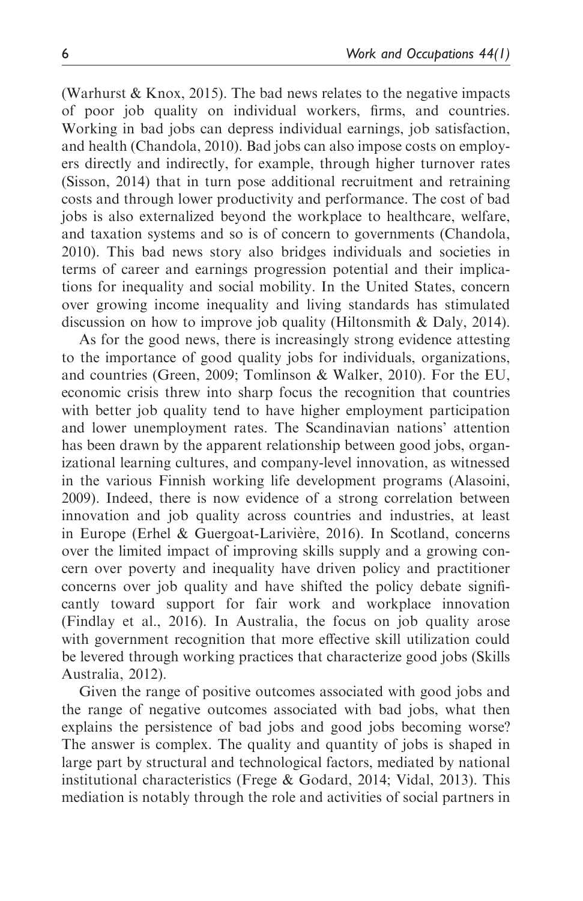(Warhurst & Knox, 2015). The bad news relates to the negative impacts of poor job quality on individual workers, firms, and countries. Working in bad jobs can depress individual earnings, job satisfaction, and health (Chandola, 2010). Bad jobs can also impose costs on employers directly and indirectly, for example, through higher turnover rates (Sisson, 2014) that in turn pose additional recruitment and retraining costs and through lower productivity and performance. The cost of bad jobs is also externalized beyond the workplace to healthcare, welfare, and taxation systems and so is of concern to governments (Chandola, 2010). This bad news story also bridges individuals and societies in terms of career and earnings progression potential and their implications for inequality and social mobility. In the United States, concern over growing income inequality and living standards has stimulated discussion on how to improve job quality (Hiltonsmith & Daly, 2014).

As for the good news, there is increasingly strong evidence attesting to the importance of good quality jobs for individuals, organizations, and countries (Green, 2009; Tomlinson & Walker, 2010). For the EU, economic crisis threw into sharp focus the recognition that countries with better job quality tend to have higher employment participation and lower unemployment rates. The Scandinavian nations' attention has been drawn by the apparent relationship between good jobs, organizational learning cultures, and company-level innovation, as witnessed in the various Finnish working life development programs (Alasoini, 2009). Indeed, there is now evidence of a strong correlation between innovation and job quality across countries and industries, at least in Europe (Erhel & Guergoat-Larivière, 2016). In Scotland, concerns over the limited impact of improving skills supply and a growing concern over poverty and inequality have driven policy and practitioner concerns over job quality and have shifted the policy debate significantly toward support for fair work and workplace innovation (Findlay et al., 2016). In Australia, the focus on job quality arose with government recognition that more effective skill utilization could be levered through working practices that characterize good jobs (Skills Australia, 2012).

Given the range of positive outcomes associated with good jobs and the range of negative outcomes associated with bad jobs, what then explains the persistence of bad jobs and good jobs becoming worse? The answer is complex. The quality and quantity of jobs is shaped in large part by structural and technological factors, mediated by national institutional characteristics (Frege & Godard, 2014; Vidal, 2013). This mediation is notably through the role and activities of social partners in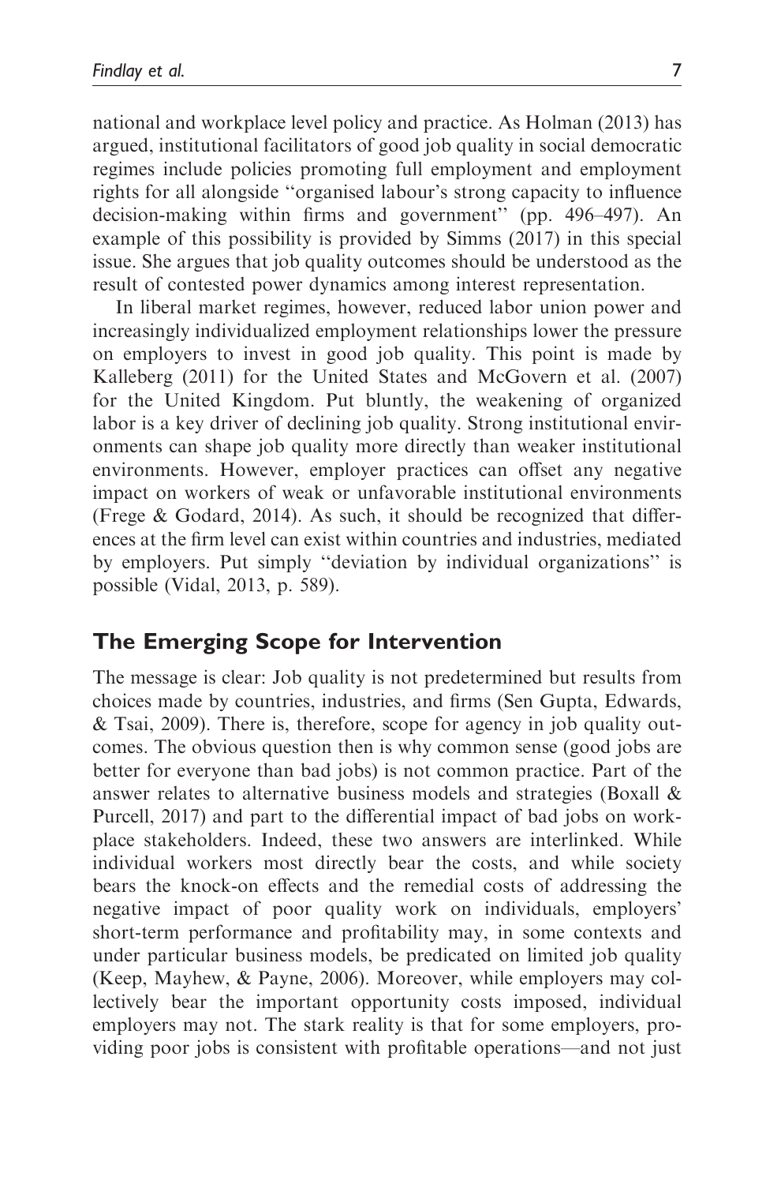national and workplace level policy and practice. As Holman (2013) has argued, institutional facilitators of good job quality in social democratic regimes include policies promoting full employment and employment rights for all alongside ''organised labour's strong capacity to influence decision-making within firms and government'' (pp. 496–497). An example of this possibility is provided by Simms (2017) in this special issue. She argues that job quality outcomes should be understood as the result of contested power dynamics among interest representation.

In liberal market regimes, however, reduced labor union power and increasingly individualized employment relationships lower the pressure on employers to invest in good job quality. This point is made by Kalleberg (2011) for the United States and McGovern et al. (2007) for the United Kingdom. Put bluntly, the weakening of organized labor is a key driver of declining job quality. Strong institutional environments can shape job quality more directly than weaker institutional environments. However, employer practices can offset any negative impact on workers of weak or unfavorable institutional environments (Frege & Godard, 2014). As such, it should be recognized that differences at the firm level can exist within countries and industries, mediated by employers. Put simply ''deviation by individual organizations'' is possible (Vidal, 2013, p. 589).

## The Emerging Scope for Intervention

The message is clear: Job quality is not predetermined but results from choices made by countries, industries, and firms (Sen Gupta, Edwards, & Tsai, 2009). There is, therefore, scope for agency in job quality outcomes. The obvious question then is why common sense (good jobs are better for everyone than bad jobs) is not common practice. Part of the answer relates to alternative business models and strategies (Boxall & Purcell, 2017) and part to the differential impact of bad jobs on workplace stakeholders. Indeed, these two answers are interlinked. While individual workers most directly bear the costs, and while society bears the knock-on effects and the remedial costs of addressing the negative impact of poor quality work on individuals, employers' short-term performance and profitability may, in some contexts and under particular business models, be predicated on limited job quality (Keep, Mayhew, & Payne, 2006). Moreover, while employers may collectively bear the important opportunity costs imposed, individual employers may not. The stark reality is that for some employers, providing poor jobs is consistent with profitable operations—and not just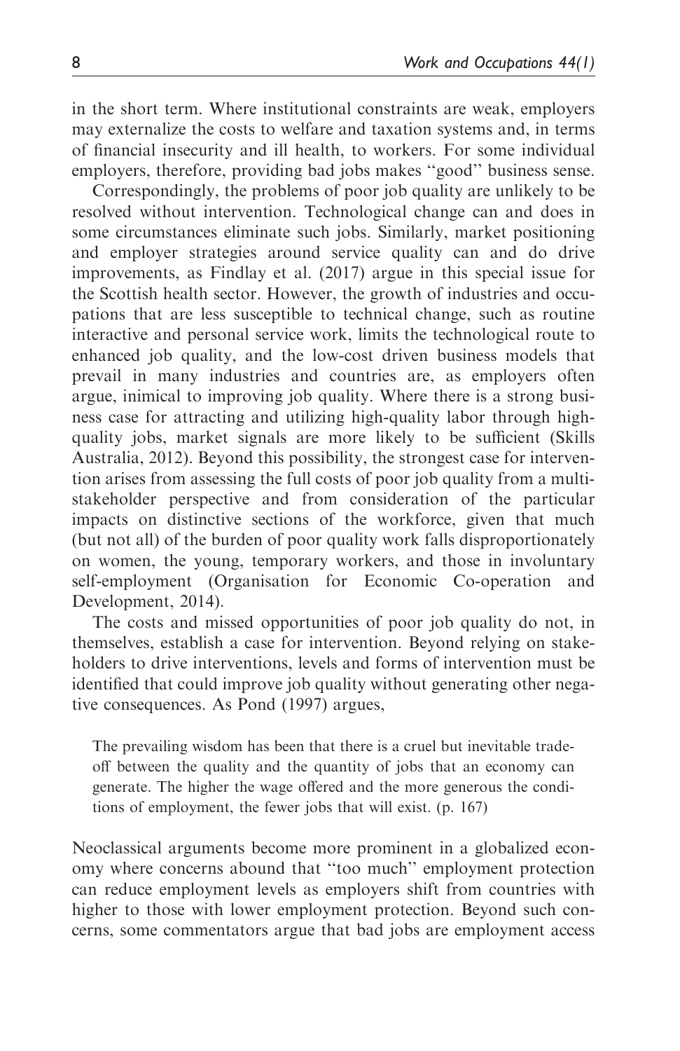in the short term. Where institutional constraints are weak, employers may externalize the costs to welfare and taxation systems and, in terms of financial insecurity and ill health, to workers. For some individual employers, therefore, providing bad jobs makes ''good'' business sense.

Correspondingly, the problems of poor job quality are unlikely to be resolved without intervention. Technological change can and does in some circumstances eliminate such jobs. Similarly, market positioning and employer strategies around service quality can and do drive improvements, as Findlay et al. (2017) argue in this special issue for the Scottish health sector. However, the growth of industries and occupations that are less susceptible to technical change, such as routine interactive and personal service work, limits the technological route to enhanced job quality, and the low-cost driven business models that prevail in many industries and countries are, as employers often argue, inimical to improving job quality. Where there is a strong business case for attracting and utilizing high-quality labor through high-quality jobs, market signals are more likely to be sufficient (Skills Australia, 2012). Beyond this possibility, the strongest case for intervention arises from assessing the full costs of poor job quality from a multi-stakeholder perspective and from consideration of the particular impacts on distinctive sections of the workforce, given that much (but not all) of the burden of poor quality work falls disproportionately on women, the young, temporary workers, and those in involuntary self-employment (Organisation for Economic Co-operation and Development, 2014).

The costs and missed opportunities of poor job quality do not, in themselves, establish a case for intervention. Beyond relying on stakeholders to drive interventions, levels and forms of intervention must be identified that could improve job quality without generating other negative consequences. As Pond (1997) argues,

> The prevailing wisdom has been that there is a cruel but inevitable trade-off between the quality and the quantity of jobs that an economy can generate. The higher the wage offered and the more generous the conditions of employment, the fewer jobs that will exist. (p. 167)

Neoclassical arguments become more prominent in a globalized economy where concerns abound that ''too much'' employment protection can reduce employment levels as employers shift from countries with higher to those with lower employment protection. Beyond such concerns, some commentators argue that bad jobs are employment access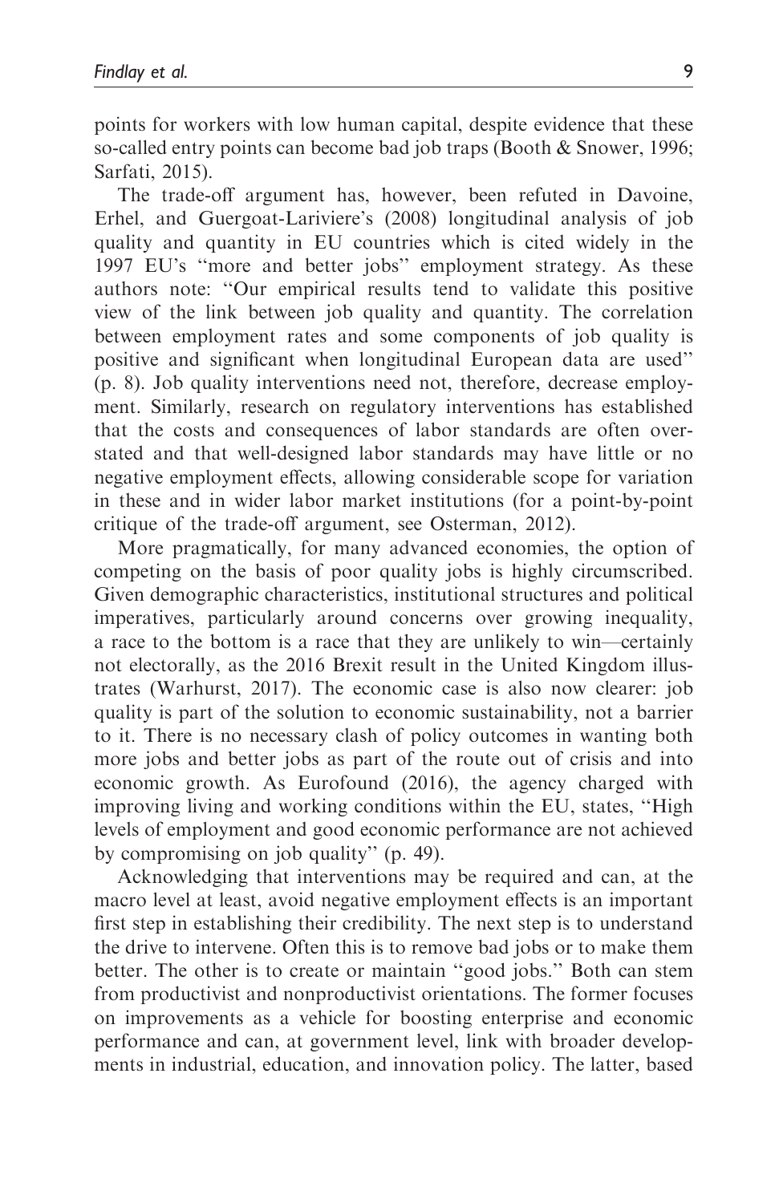points for workers with low human capital, despite evidence that these so-called entry points can become bad job traps (Booth & Snower, 1996; Sarfati, 2015).

The trade-off argument has, however, been refuted in Davoine, Erhel, and Guergoat-Lariviere's (2008) longitudinal analysis of job quality and quantity in EU countries which is cited widely in the 1997 EU's "more and better jobs" employment strategy. As these authors note: "Our empirical results tend to validate this positive view of the link between job quality and quantity. The correlation between employment rates and some components of job quality is positive and significant when longitudinal European data are used" (p. 8). Job quality interventions need not, therefore, decrease employment. Similarly, research on regulatory interventions has established that the costs and consequences of labor standards are often overstated and that well-designed labor standards may have little or no negative employment effects, allowing considerable scope for variation in these and in wider labor market institutions (for a point-by-point critique of the trade-off argument, see Osterman, 2012).

More pragmatically, for many advanced economies, the option of competing on the basis of poor quality jobs is highly circumscribed. Given demographic characteristics, institutional structures and political imperatives, particularly around concerns over growing inequality, a race to the bottom is a race that they are unlikely to win—certainly not electorally, as the 2016 Brexit result in the United Kingdom illustrates (Warhurst, 2017). The economic case is also now clearer: job quality is part of the solution to economic sustainability, not a barrier to it. There is no necessary clash of policy outcomes in wanting both more jobs and better jobs as part of the route out of crisis and into economic growth. As Eurofound (2016), the agency charged with improving living and working conditions within the EU, states, "High levels of employment and good economic performance are not achieved by compromising on job quality" (p. 49).

Acknowledging that interventions may be required and can, at the macro level at least, avoid negative employment effects is an important first step in establishing their credibility. The next step is to understand the drive to intervene. Often this is to remove bad jobs or to make them better. The other is to create or maintain "good jobs." Both can stem from productivist and nonproductivist orientations. The former focuses on improvements as a vehicle for boosting enterprise and economic performance and can, at government level, link with broader developments in industrial, education, and innovation policy. The latter, based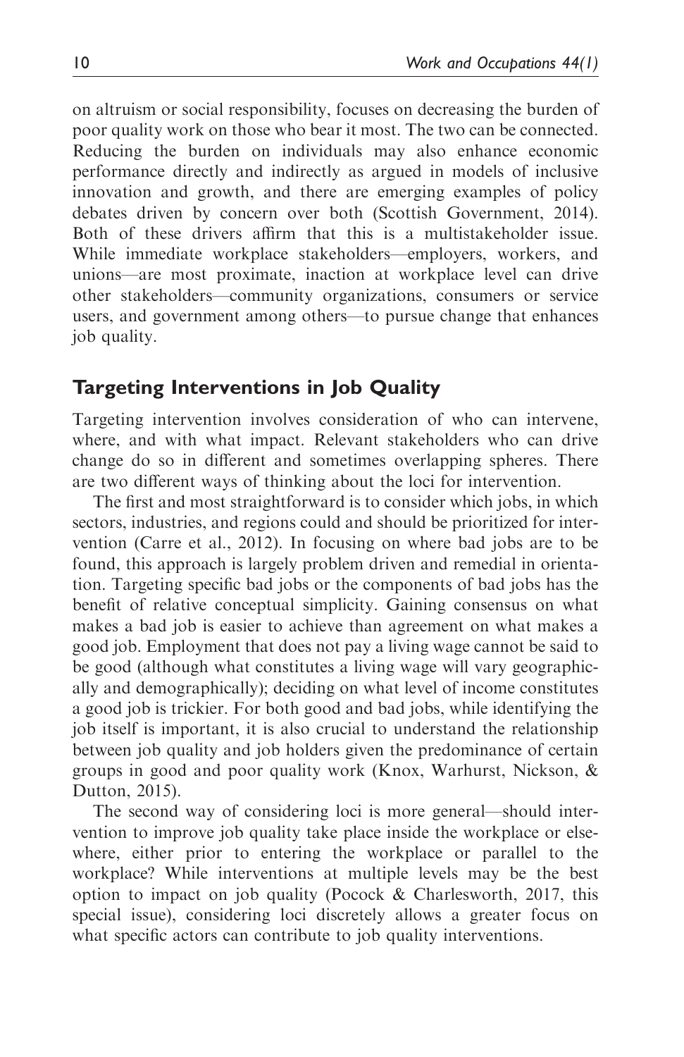on altruism or social responsibility, focuses on decreasing the burden of poor quality work on those who bear it most. The two can be connected. Reducing the burden on individuals may also enhance economic performance directly and indirectly as argued in models of inclusive innovation and growth, and there are emerging examples of policy debates driven by concern over both (Scottish Government, 2014). Both of these drivers affirm that this is a multistakeholder issue. While immediate workplace stakeholders—employers, workers, and unions—are most proximate, inaction at workplace level can drive other stakeholders—community organizations, consumers or service users, and government among others—to pursue change that enhances job quality.

## Targeting Interventions in Job Quality

Targeting intervention involves consideration of who can intervene, where, and with what impact. Relevant stakeholders who can drive change do so in different and sometimes overlapping spheres. There are two different ways of thinking about the loci for intervention.

The first and most straightforward is to consider which jobs, in which sectors, industries, and regions could and should be prioritized for intervention (Carre et al., 2012). In focusing on where bad jobs are to be found, this approach is largely problem driven and remedial in orientation. Targeting specific bad jobs or the components of bad jobs has the benefit of relative conceptual simplicity. Gaining consensus on what makes a bad job is easier to achieve than agreement on what makes a good job. Employment that does not pay a living wage cannot be said to be good (although what constitutes a living wage will vary geographically and demographically); deciding on what level of income constitutes a good job is trickier. For both good and bad jobs, while identifying the job itself is important, it is also crucial to understand the relationship between job quality and job holders given the predominance of certain groups in good and poor quality work (Knox, Warhurst, Nickson, & Dutton, 2015).

The second way of considering loci is more general—should intervention to improve job quality take place inside the workplace or elsewhere, either prior to entering the workplace or parallel to the workplace? While interventions at multiple levels may be the best option to impact on job quality (Pocock & Charlesworth, 2017, this special issue), considering loci discretely allows a greater focus on what specific actors can contribute to job quality interventions.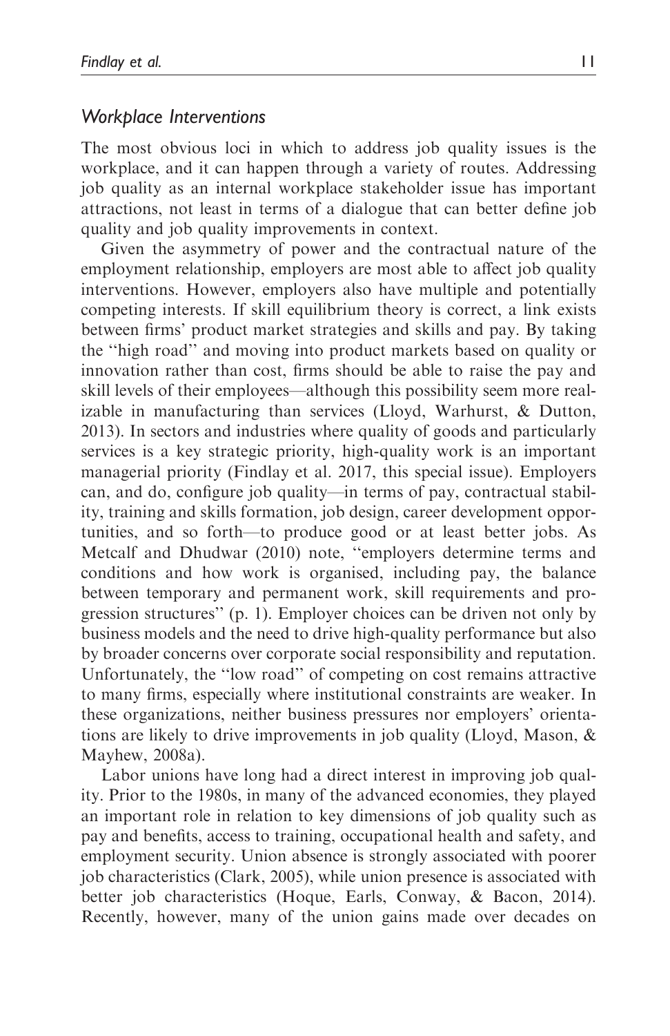### *Workplace Interventions*

The most obvious loci in which to address job quality issues is the workplace, and it can happen through a variety of routes. Addressing job quality as an internal workplace stakeholder issue has important attractions, not least in terms of a dialogue that can better define job quality and job quality improvements in context.

Given the asymmetry of power and the contractual nature of the employment relationship, employers are most able to affect job quality interventions. However, employers also have multiple and potentially competing interests. If skill equilibrium theory is correct, a link exists between firms' product market strategies and skills and pay. By taking the ''high road'' and moving into product markets based on quality or innovation rather than cost, firms should be able to raise the pay and skill levels of their employees—although this possibility seem more realizable in manufacturing than services (Lloyd, Warhurst, & Dutton, 2013). In sectors and industries where quality of goods and particularly services is a key strategic priority, high-quality work is an important managerial priority (Findlay et al. 2017, this special issue). Employers can, and do, configure job quality—in terms of pay, contractual stability, training and skills formation, job design, career development opportunities, and so forth—to produce good or at least better jobs. As Metcalf and Dhudwar (2010) note, ''employers determine terms and conditions and how work is organised, including pay, the balance between temporary and permanent work, skill requirements and progression structures'' (p. 1). Employer choices can be driven not only by business models and the need to drive high-quality performance but also by broader concerns over corporate social responsibility and reputation. Unfortunately, the ''low road'' of competing on cost remains attractive to many firms, especially where institutional constraints are weaker. In these organizations, neither business pressures nor employers' orientations are likely to drive improvements in job quality (Lloyd, Mason, & Mayhew, 2008a).

Labor unions have long had a direct interest in improving job quality. Prior to the 1980s, in many of the advanced economies, they played an important role in relation to key dimensions of job quality such as pay and benefits, access to training, occupational health and safety, and employment security. Union absence is strongly associated with poorer job characteristics (Clark, 2005), while union presence is associated with better job characteristics (Hoque, Earls, Conway, & Bacon, 2014). Recently, however, many of the union gains made over decades on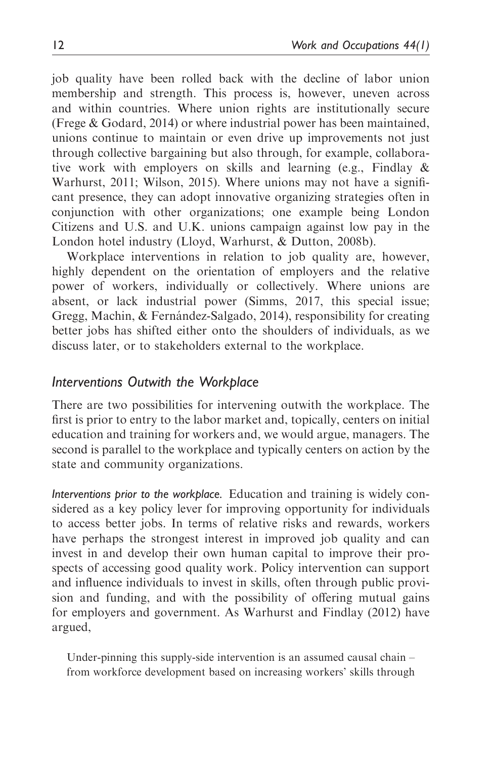job quality have been rolled back with the decline of labor union membership and strength. This process is, however, uneven across and within countries. Where union rights are institutionally secure (Frege & Godard, 2014) or where industrial power has been maintained, unions continue to maintain or even drive up improvements not just through collective bargaining but also through, for example, collaborative work with employers on skills and learning (e.g., Findlay & Warhurst, 2011; Wilson, 2015). Where unions may not have a significant presence, they can adopt innovative organizing strategies often in conjunction with other organizations; one example being London Citizens and U.S. and U.K. unions campaign against low pay in the London hotel industry (Lloyd, Warhurst, & Dutton, 2008b).

Workplace interventions in relation to job quality are, however, highly dependent on the orientation of employers and the relative power of workers, individually or collectively. Where unions are absent, or lack industrial power (Simms, 2017, this special issue; Gregg, Machin, & Fernández-Salgado, 2014), responsibility for creating better jobs has shifted either onto the shoulders of individuals, as we discuss later, or to stakeholders external to the workplace.

## Interventions Outwith the Workplace

There are two possibilities for intervening outwith the workplace. The first is prior to entry to the labor market and, topically, centers on initial education and training for workers and, we would argue, managers. The second is parallel to the workplace and typically centers on action by the state and community organizations.

*Interventions prior to the workplace.* Education and training is widely considered as a key policy lever for improving opportunity for individuals to access better jobs. In terms of relative risks and rewards, workers have perhaps the strongest interest in improved job quality and can invest in and develop their own human capital to improve their prospects of accessing good quality work. Policy intervention can support and influence individuals to invest in skills, often through public provision and funding, and with the possibility of offering mutual gains for employers and government. As Warhurst and Findlay (2012) have argued,

> Under-pinning this supply-side intervention is an assumed causal chain – from workforce development based on increasing workers' skills through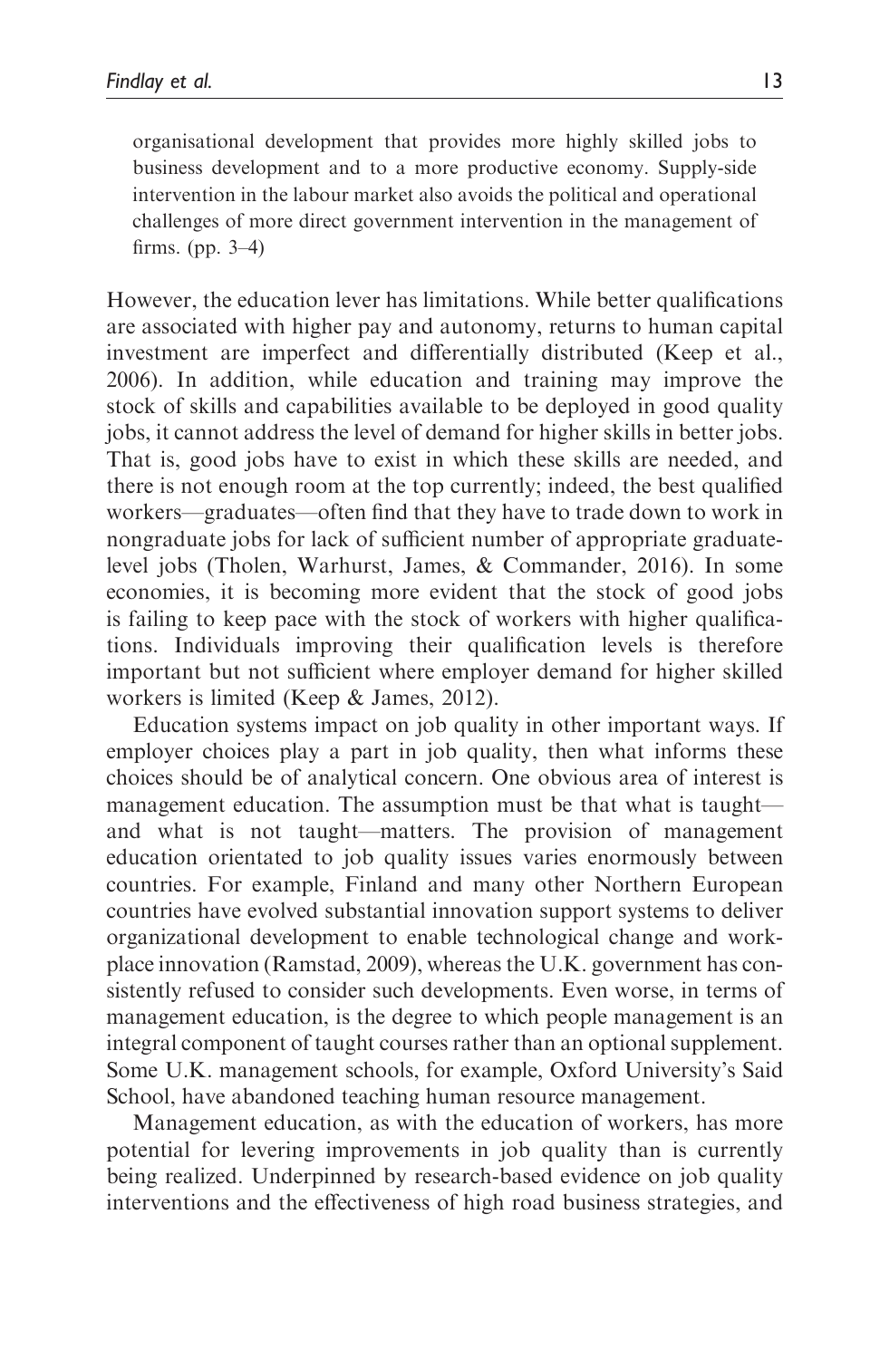> organisational development that provides more highly skilled jobs to business development and to a more productive economy. Supply-side intervention in the labour market also avoids the political and operational challenges of more direct government intervention in the management of firms. (pp. 3–4)

However, the education lever has limitations. While better qualifications are associated with higher pay and autonomy, returns to human capital investment are imperfect and differentially distributed (Keep et al., 2006). In addition, while education and training may improve the stock of skills and capabilities available to be deployed in good quality jobs, it cannot address the level of demand for higher skills in better jobs. That is, good jobs have to exist in which these skills are needed, and there is not enough room at the top currently; indeed, the best qualified workers—graduates—often find that they have to trade down to work in nongraduate jobs for lack of sufficient number of appropriate graduate-level jobs (Tholen, Warhurst, James, & Commander, 2016). In some economies, it is becoming more evident that the stock of good jobs is failing to keep pace with the stock of workers with higher qualifications. Individuals improving their qualification levels is therefore important but not sufficient where employer demand for higher skilled workers is limited (Keep & James, 2012).

Education systems impact on job quality in other important ways. If employer choices play a part in job quality, then what informs these choices should be of analytical concern. One obvious area of interest is management education. The assumption must be that what is taught—and what is not taught—matters. The provision of management education orientated to job quality issues varies enormously between countries. For example, Finland and many other Northern European countries have evolved substantial innovation support systems to deliver organizational development to enable technological change and workplace innovation (Ramstad, 2009), whereas the U.K. government has consistently refused to consider such developments. Even worse, in terms of management education, is the degree to which people management is an integral component of taught courses rather than an optional supplement. Some U.K. management schools, for example, Oxford University's Said School, have abandoned teaching human resource management.

Management education, as with the education of workers, has more potential for levering improvements in job quality than is currently being realized. Underpinned by research-based evidence on job quality interventions and the effectiveness of high road business strategies, and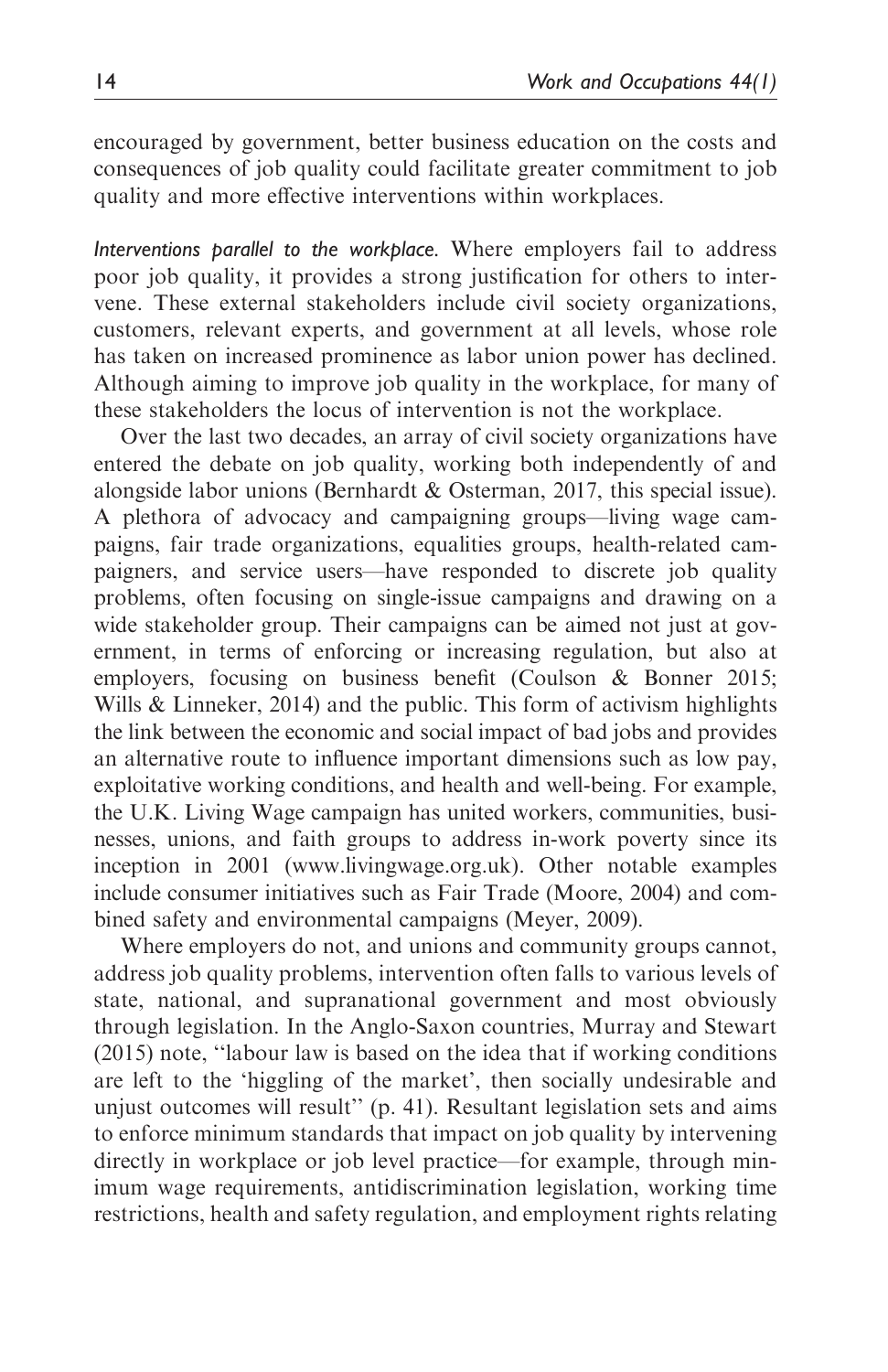encouraged by government, better business education on the costs and consequences of job quality could facilitate greater commitment to job quality and more effective interventions within workplaces.

*Interventions parallel to the workplace.* Where employers fail to address poor job quality, it provides a strong justification for others to intervene. These external stakeholders include civil society organizations, customers, relevant experts, and government at all levels, whose role has taken on increased prominence as labor union power has declined. Although aiming to improve job quality in the workplace, for many of these stakeholders the locus of intervention is not the workplace.

Over the last two decades, an array of civil society organizations have entered the debate on job quality, working both independently of and alongside labor unions (Bernhardt & Osterman, 2017, this special issue). A plethora of advocacy and campaigning groups—living wage campaigns, fair trade organizations, equalities groups, health-related campaigners, and service users—have responded to discrete job quality problems, often focusing on single-issue campaigns and drawing on a wide stakeholder group. Their campaigns can be aimed not just at government, in terms of enforcing or increasing regulation, but also at employers, focusing on business benefit (Coulson & Bonner 2015; Wills & Linneker, 2014) and the public. This form of activism highlights the link between the economic and social impact of bad jobs and provides an alternative route to influence important dimensions such as low pay, exploitative working conditions, and health and well-being. For example, the U.K. Living Wage campaign has united workers, communities, businesses, unions, and faith groups to address in-work poverty since its inception in 2001 (www.livingwage.org.uk). Other notable examples include consumer initiatives such as Fair Trade (Moore, 2004) and combined safety and environmental campaigns (Meyer, 2009).

Where employers do not, and unions and community groups cannot, address job quality problems, intervention often falls to various levels of state, national, and supranational government and most obviously through legislation. In the Anglo-Saxon countries, Murray and Stewart (2015) note, "labour law is based on the idea that if working conditions are left to the 'higgling of the market', then socially undesirable and unjust outcomes will result" (p. 41). Resultant legislation sets and aims to enforce minimum standards that impact on job quality by intervening directly in workplace or job level practice—for example, through minimum wage requirements, antidiscrimination legislation, working time restrictions, health and safety regulation, and employment rights relating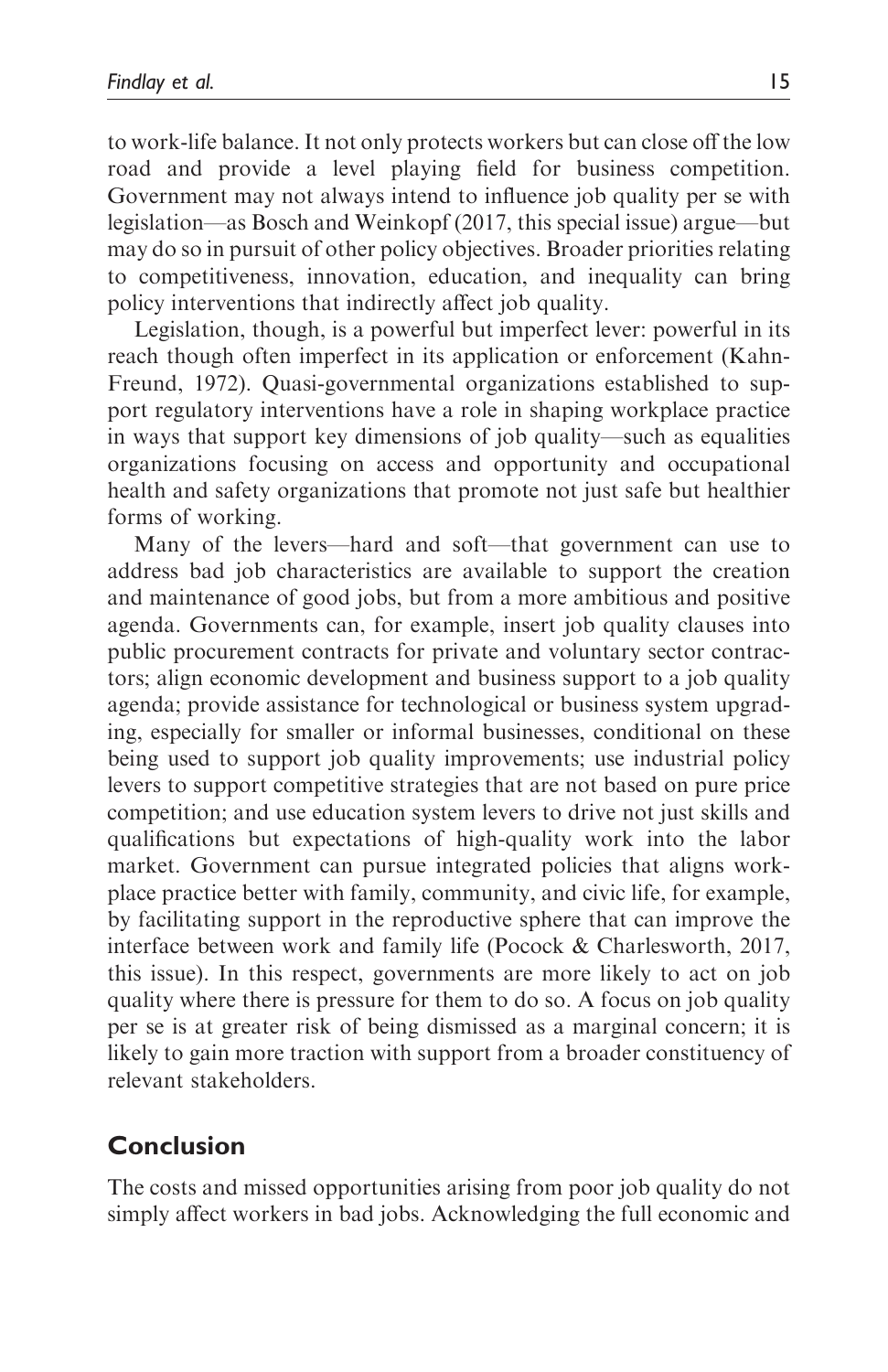to work-life balance. It not only protects workers but can close off the low road and provide a level playing field for business competition. Government may not always intend to influence job quality per se with legislation—as Bosch and Weinkopf (2017, this special issue) argue—but may do so in pursuit of other policy objectives. Broader priorities relating to competitiveness, innovation, education, and inequality can bring policy interventions that indirectly affect job quality.

Legislation, though, is a powerful but imperfect lever: powerful in its reach though often imperfect in its application or enforcement (Kahn-Freund, 1972). Quasi-governmental organizations established to support regulatory interventions have a role in shaping workplace practice in ways that support key dimensions of job quality—such as equalities organizations focusing on access and opportunity and occupational health and safety organizations that promote not just safe but healthier forms of working.

Many of the levers—hard and soft—that government can use to address bad job characteristics are available to support the creation and maintenance of good jobs, but from a more ambitious and positive agenda. Governments can, for example, insert job quality clauses into public procurement contracts for private and voluntary sector contractors; align economic development and business support to a job quality agenda; provide assistance for technological or business system upgrading, especially for smaller or informal businesses, conditional on these being used to support job quality improvements; use industrial policy levers to support competitive strategies that are not based on pure price competition; and use education system levers to drive not just skills and qualifications but expectations of high-quality work into the labor market. Government can pursue integrated policies that aligns workplace practice better with family, community, and civic life, for example, by facilitating support in the reproductive sphere that can improve the interface between work and family life (Pocock & Charlesworth, 2017, this issue). In this respect, governments are more likely to act on job quality where there is pressure for them to do so. A focus on job quality per se is at greater risk of being dismissed as a marginal concern; it is likely to gain more traction with support from a broader constituency of relevant stakeholders.

## Conclusion

The costs and missed opportunities arising from poor job quality do not simply affect workers in bad jobs. Acknowledging the full economic and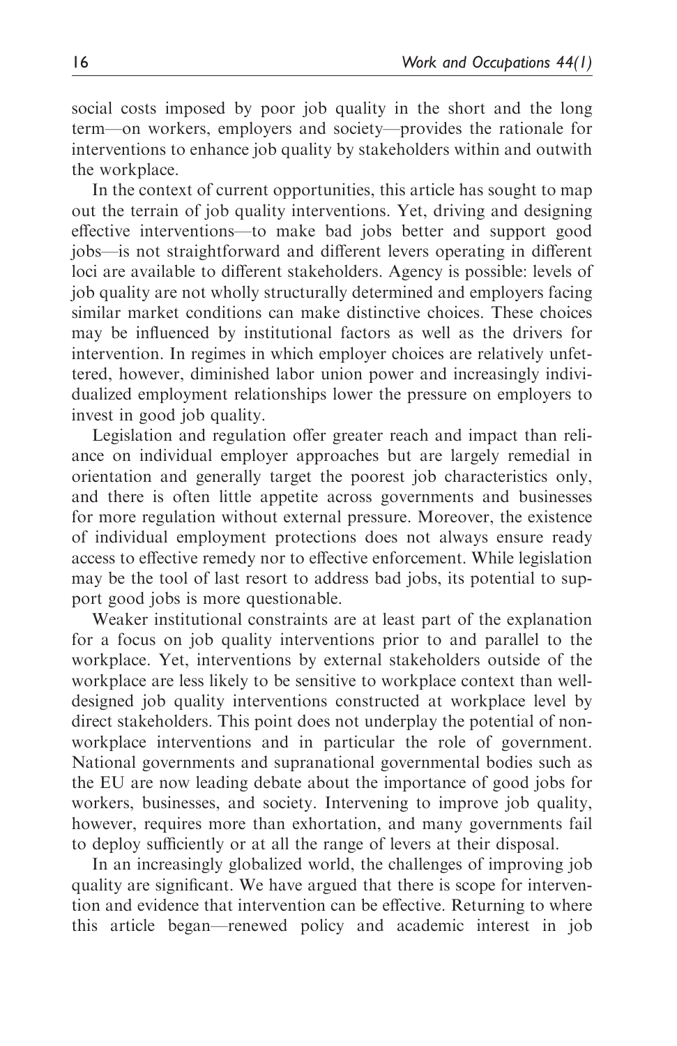social costs imposed by poor job quality in the short and the long term—on workers, employers and society—provides the rationale for interventions to enhance job quality by stakeholders within and outwith the workplace.

In the context of current opportunities, this article has sought to map out the terrain of job quality interventions. Yet, driving and designing effective interventions—to make bad jobs better and support good jobs—is not straightforward and different levers operating in different loci are available to different stakeholders. Agency is possible: levels of job quality are not wholly structurally determined and employers facing similar market conditions can make distinctive choices. These choices may be influenced by institutional factors as well as the drivers for intervention. In regimes in which employer choices are relatively unfettered, however, diminished labor union power and increasingly individualized employment relationships lower the pressure on employers to invest in good job quality.

Legislation and regulation offer greater reach and impact than reliance on individual employer approaches but are largely remedial in orientation and generally target the poorest job characteristics only, and there is often little appetite across governments and businesses for more regulation without external pressure. Moreover, the existence of individual employment protections does not always ensure ready access to effective remedy nor to effective enforcement. While legislation may be the tool of last resort to address bad jobs, its potential to support good jobs is more questionable.

Weaker institutional constraints are at least part of the explanation for a focus on job quality interventions prior to and parallel to the workplace. Yet, interventions by external stakeholders outside of the workplace are less likely to be sensitive to workplace context than well-designed job quality interventions constructed at workplace level by direct stakeholders. This point does not underplay the potential of non-workplace interventions and in particular the role of government. National governments and supranational governmental bodies such as the EU are now leading debate about the importance of good jobs for workers, businesses, and society. Intervening to improve job quality, however, requires more than exhortation, and many governments fail to deploy sufficiently or at all the range of levers at their disposal.

In an increasingly globalized world, the challenges of improving job quality are significant. We have argued that there is scope for intervention and evidence that intervention can be effective. Returning to where this article began—renewed policy and academic interest in job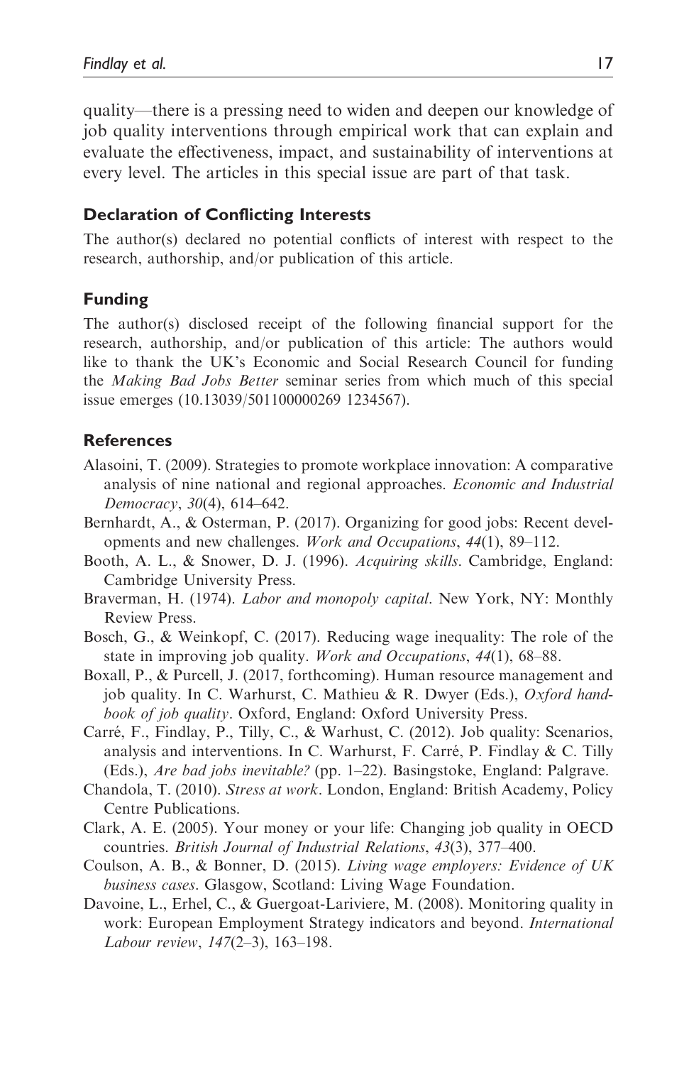quality—there is a pressing need to widen and deepen our knowledge of job quality interventions through empirical work that can explain and evaluate the effectiveness, impact, and sustainability of interventions at every level. The articles in this special issue are part of that task.

### Declaration of Conflicting Interests

The author(s) declared no potential conflicts of interest with respect to the research, authorship, and/or publication of this article.

### Funding

The author(s) disclosed receipt of the following financial support for the research, authorship, and/or publication of this article: The authors would like to thank the UK's Economic and Social Research Council for funding the *Making Bad Jobs Better* seminar series from which much of this special issue emerges (10.13039/501100000269 1234567).

### References

Alasoini, T. (2009). Strategies to promote workplace innovation: A comparative analysis of nine national and regional approaches. *Economic and Industrial Democracy*, *30*(4), 614–642.

Bernhardt, A., & Osterman, P. (2017). Organizing for good jobs: Recent developments and new challenges. *Work and Occupations*, *44*(1), 89–112.

Booth, A. L., & Snower, D. J. (1996). *Acquiring skills*. Cambridge, England: Cambridge University Press.

Braverman, H. (1974). *Labor and monopoly capital*. New York, NY: Monthly Review Press.

Bosch, G., & Weinkopf, C. (2017). Reducing wage inequality: The role of the state in improving job quality. *Work and Occupations*, *44*(1), 68–88.

Boxall, P., & Purcell, J. (2017, forthcoming). Human resource management and job quality. In C. Warhurst, C. Mathieu & R. Dwyer (Eds.), *Oxford handbook of job quality*. Oxford, England: Oxford University Press.

Carré, F., Findlay, P., Tilly, C., & Warhust, C. (2012). Job quality: Scenarios, analysis and interventions. In C. Warhurst, F. Carré, P. Findlay & C. Tilly (Eds.), *Are bad jobs inevitable?* (pp. 1–22). Basingstoke, England: Palgrave.

Chandola, T. (2010). *Stress at work*. London, England: British Academy, Policy Centre Publications.

Clark, A. E. (2005). Your money or your life: Changing job quality in OECD countries. *British Journal of Industrial Relations*, *43*(3), 377–400.

Coulson, A. B., & Bonner, D. (2015). *Living wage employers: Evidence of UK business cases*. Glasgow, Scotland: Living Wage Foundation.

Davoine, L., Erhel, C., & Guergoat-Lariviere, M. (2008). Monitoring quality in work: European Employment Strategy indicators and beyond. *International Labour review*, *147*(2–3), 163–198.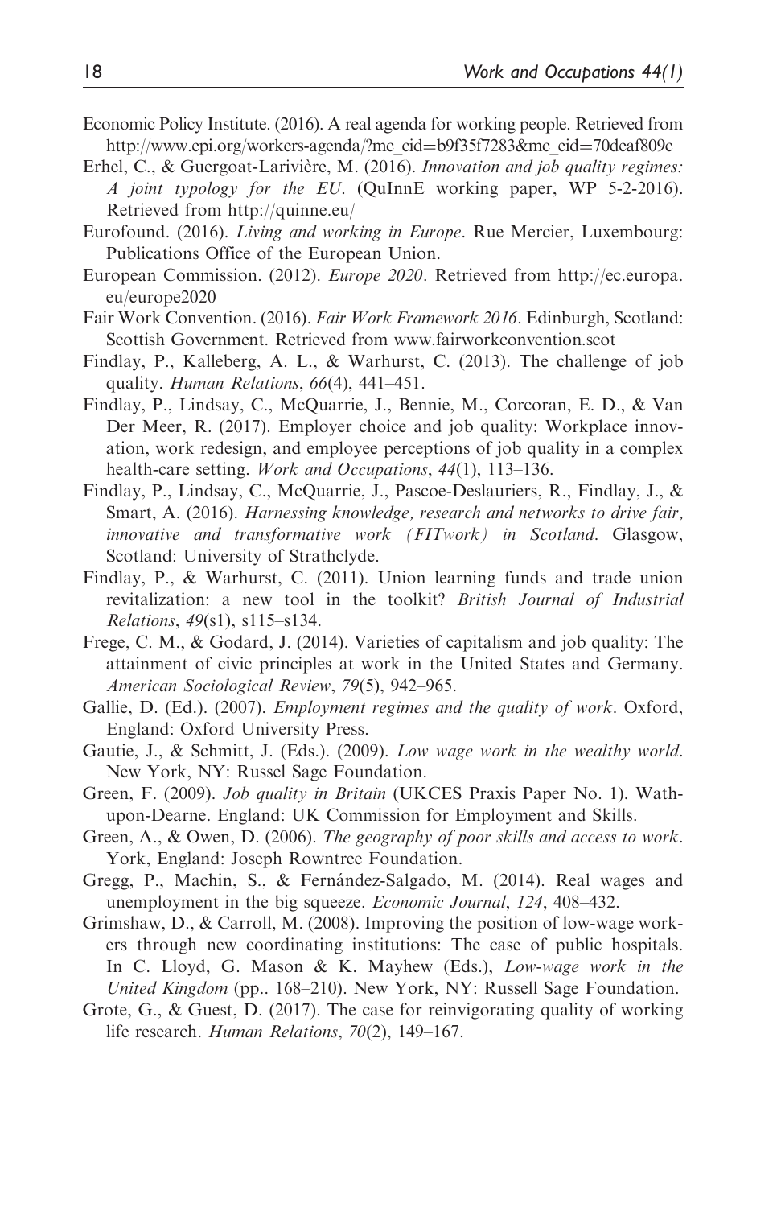Economic Policy Institute. (2016). A real agenda for working people. Retrieved from http://www.epi.org/workers-agenda/?mc_cid=b9f35f7283&mc_eid=70deaf809c

Erhel, C., & Guergoat-Larivière, M. (2016). *Innovation and job quality regimes: A joint typology for the EU*. (QuInnE working paper, WP 5-2-2016). Retrieved from http://quinne.eu/

Eurofound. (2016). *Living and working in Europe*. Rue Mercier, Luxembourg: Publications Office of the European Union.

European Commission. (2012). *Europe 2020*. Retrieved from http://ec.europa.eu/europe2020

Fair Work Convention. (2016). *Fair Work Framework 2016*. Edinburgh, Scotland: Scottish Government. Retrieved from www.fairworkconvention.scot

Findlay, P., Kalleberg, A. L., & Warhurst, C. (2013). The challenge of job quality. *Human Relations*, *66*(4), 441–451.

Findlay, P., Lindsay, C., McQuarrie, J., Bennie, M., Corcoran, E. D., & Van Der Meer, R. (2017). Employer choice and job quality: Workplace innovation, work redesign, and employee perceptions of job quality in a complex health-care setting. *Work and Occupations*, *44*(1), 113–136.

Findlay, P., Lindsay, C., McQuarrie, J., Pascoe-Deslauriers, R., Findlay, J., & Smart, A. (2016). *Harnessing knowledge, research and networks to drive fair, innovative and transformative work (FITwork) in Scotland*. Glasgow, Scotland: University of Strathclyde.

Findlay, P., & Warhurst, C. (2011). Union learning funds and trade union revitalization: a new tool in the toolkit? *British Journal of Industrial Relations*, *49*(s1), s115–s134.

Frege, C. M., & Godard, J. (2014). Varieties of capitalism and job quality: The attainment of civic principles at work in the United States and Germany. *American Sociological Review*, *79*(5), 942–965.

Gallie, D. (Ed.). (2007). *Employment regimes and the quality of work*. Oxford, England: Oxford University Press.

Gautie, J., & Schmitt, J. (Eds.). (2009). *Low wage work in the wealthy world*. New York, NY: Russel Sage Foundation.

Green, F. (2009). *Job quality in Britain* (UKCES Praxis Paper No. 1). Wath-upon-Dearne. England: UK Commission for Employment and Skills.

Green, A., & Owen, D. (2006). *The geography of poor skills and access to work*. York, England: Joseph Rowntree Foundation.

Gregg, P., Machin, S., & Fernández-Salgado, M. (2014). Real wages and unemployment in the big squeeze. *Economic Journal*, *124*, 408–432.

Grimshaw, D., & Carroll, M. (2008). Improving the position of low-wage workers through new coordinating institutions: The case of public hospitals. In C. Lloyd, G. Mason & K. Mayhew (Eds.), *Low-wage work in the United Kingdom* (pp.. 168–210). New York, NY: Russell Sage Foundation.

Grote, G., & Guest, D. (2017). The case for reinvigorating quality of working life research. *Human Relations*, *70*(2), 149–167.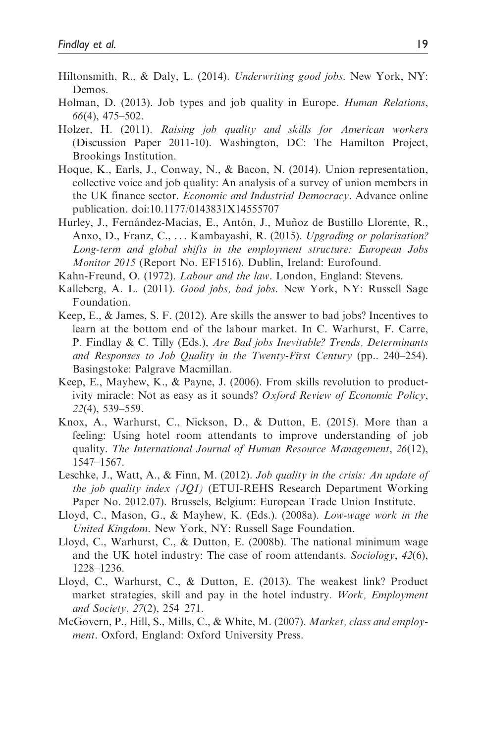Hiltonsmith, R., & Daly, L. (2014). *Underwriting good jobs*. New York, NY: Demos.

Holman, D. (2013). Job types and job quality in Europe. *Human Relations*, *66*(4), 475–502.

Holzer, H. (2011). *Raising job quality and skills for American workers* (Discussion Paper 2011-10). Washington, DC: The Hamilton Project, Brookings Institution.

Hoque, K., Earls, J., Conway, N., & Bacon, N. (2014). Union representation, collective voice and job quality: An analysis of a survey of union members in the UK finance sector. *Economic and Industrial Democracy*. Advance online publication. doi:10.1177/0143831X14555707

Hurley, J., Fernández-Macías, E., Antón, J., Muñoz de Bustillo Llorente, R., Anxo, D., Franz, C., ... Kambayashi, R. (2015). *Upgrading or polarisation? Long-term and global shifts in the employment structure: European Jobs Monitor 2015* (Report No. EF1516). Dublin, Ireland: Eurofound.

Kahn-Freund, O. (1972). *Labour and the law*. London, England: Stevens.

Kalleberg, A. L. (2011). *Good jobs, bad jobs*. New York, NY: Russell Sage Foundation.

Keep, E., & James, S. F. (2012). Are skills the answer to bad jobs? Incentives to learn at the bottom end of the labour market. In C. Warhurst, F. Carre, P. Findlay & C. Tilly (Eds.), *Are Bad jobs Inevitable? Trends, Determinants and Responses to Job Quality in the Twenty-First Century* (pp.. 240–254). Basingstoke: Palgrave Macmillan.

Keep, E., Mayhew, K., & Payne, J. (2006). From skills revolution to productivity miracle: Not as easy as it sounds? *Oxford Review of Economic Policy*, *22*(4), 539–559.

Knox, A., Warhurst, C., Nickson, D., & Dutton, E. (2015). More than a feeling: Using hotel room attendants to improve understanding of job quality. *The International Journal of Human Resource Management*, *26*(12), 1547–1567.

Leschke, J., Watt, A., & Finn, M. (2012). *Job quality in the crisis: An update of the job quality index (JQI)* (ETUI-REHS Research Department Working Paper No. 2012.07). Brussels, Belgium: European Trade Union Institute.

Lloyd, C., Mason, G., & Mayhew, K. (Eds.). (2008a). *Low-wage work in the United Kingdom*. New York, NY: Russell Sage Foundation.

Lloyd, C., Warhurst, C., & Dutton, E. (2008b). The national minimum wage and the UK hotel industry: The case of room attendants. *Sociology*, *42*(6), 1228–1236.

Lloyd, C., Warhurst, C., & Dutton, E. (2013). The weakest link? Product market strategies, skill and pay in the hotel industry. *Work, Employment and Society*, *27*(2), 254–271.

McGovern, P., Hill, S., Mills, C., & White, M. (2007). *Market, class and employment*. Oxford, England: Oxford University Press.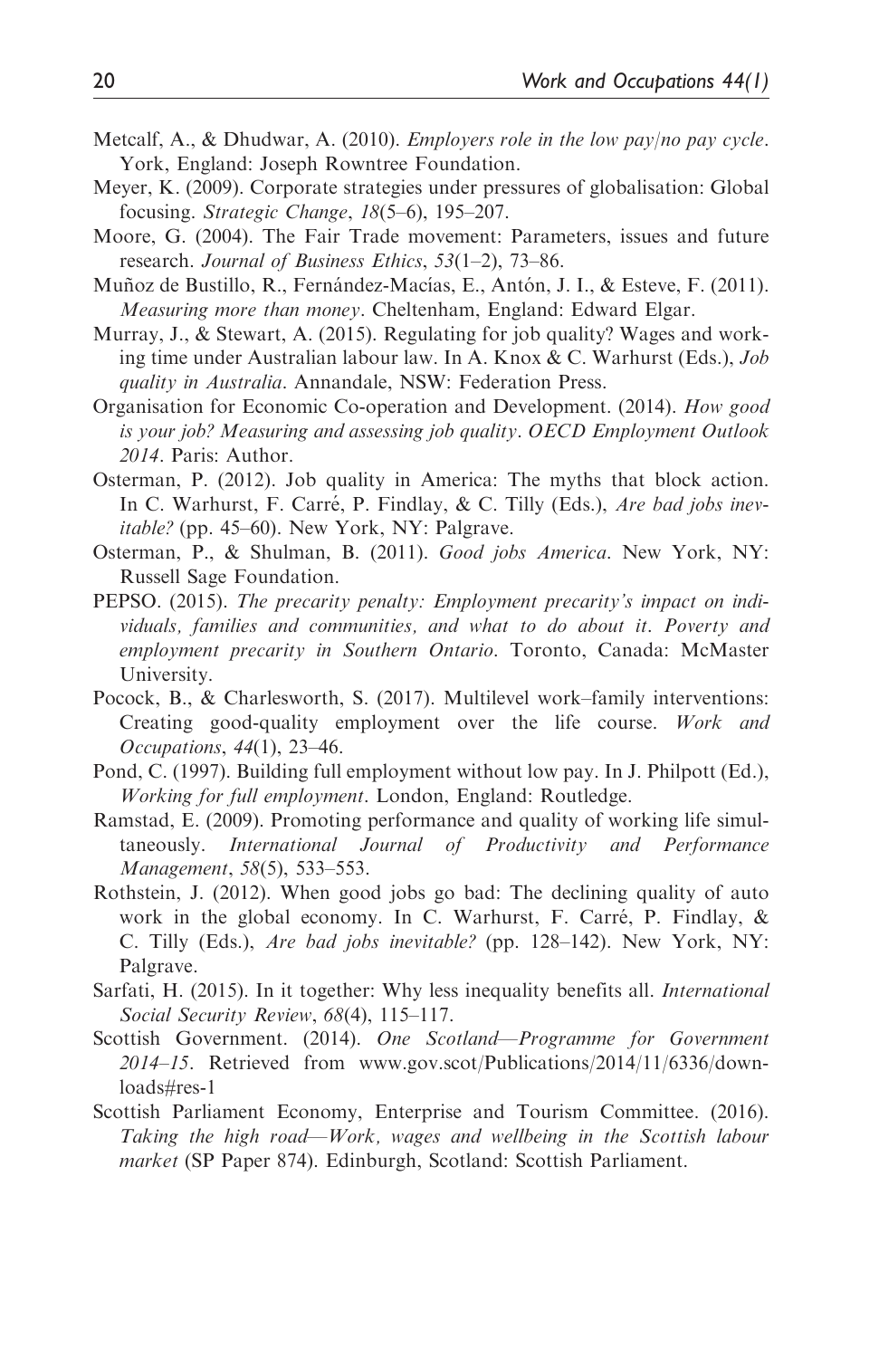Metcalf, A., & Dhudwar, A. (2010). *Employers role in the low pay/no pay cycle*. York, England: Joseph Rowntree Foundation.

Meyer, K. (2009). Corporate strategies under pressures of globalisation: Global focusing. *Strategic Change*, *18*(5–6), 195–207.

Moore, G. (2004). The Fair Trade movement: Parameters, issues and future research. *Journal of Business Ethics*, *53*(1–2), 73–86.

Muñoz de Bustillo, R., Fernández-Macías, E., Antón, J. I., & Esteve, F. (2011). *Measuring more than money*. Cheltenham, England: Edward Elgar.

Murray, J., & Stewart, A. (2015). Regulating for job quality? Wages and working time under Australian labour law. In A. Knox & C. Warhurst (Eds.), *Job quality in Australia*. Annandale, NSW: Federation Press.

Organisation for Economic Co-operation and Development. (2014). *How good is your job? Measuring and assessing job quality*. *OECD Employment Outlook 2014*. Paris: Author.

Osterman, P. (2012). Job quality in America: The myths that block action. In C. Warhurst, F. Carré, P. Findlay, & C. Tilly (Eds.), *Are bad jobs inevitable?* (pp. 45–60). New York, NY: Palgrave.

Osterman, P., & Shulman, B. (2011). *Good jobs America*. New York, NY: Russell Sage Foundation.

PEPSO. (2015). *The precarity penalty: Employment precarity's impact on individuals, families and communities, and what to do about it. Poverty and employment precarity in Southern Ontario*. Toronto, Canada: McMaster University.

Pocock, B., & Charlesworth, S. (2017). Multilevel work–family interventions: Creating good-quality employment over the life course. *Work and Occupations*, *44*(1), 23–46.

Pond, C. (1997). Building full employment without low pay. In J. Philpott (Ed.), *Working for full employment*. London, England: Routledge.

Ramstad, E. (2009). Promoting performance and quality of working life simultaneously. *International Journal of Productivity and Performance Management*, *58*(5), 533–553.

Rothstein, J. (2012). When good jobs go bad: The declining quality of auto work in the global economy. In C. Warhurst, F. Carré, P. Findlay, & C. Tilly (Eds.), *Are bad jobs inevitable?* (pp. 128–142). New York, NY: Palgrave.

Sarfati, H. (2015). In it together: Why less inequality benefits all. *International Social Security Review*, *68*(4), 115–117.

Scottish Government. (2014). *One Scotland—Programme for Government 2014–15*. Retrieved from www.gov.scot/Publications/2014/11/6336/downloads#res-1

Scottish Parliament Economy, Enterprise and Tourism Committee. (2016). *Taking the high road—Work, wages and wellbeing in the Scottish labour market* (SP Paper 874). Edinburgh, Scotland: Scottish Parliament.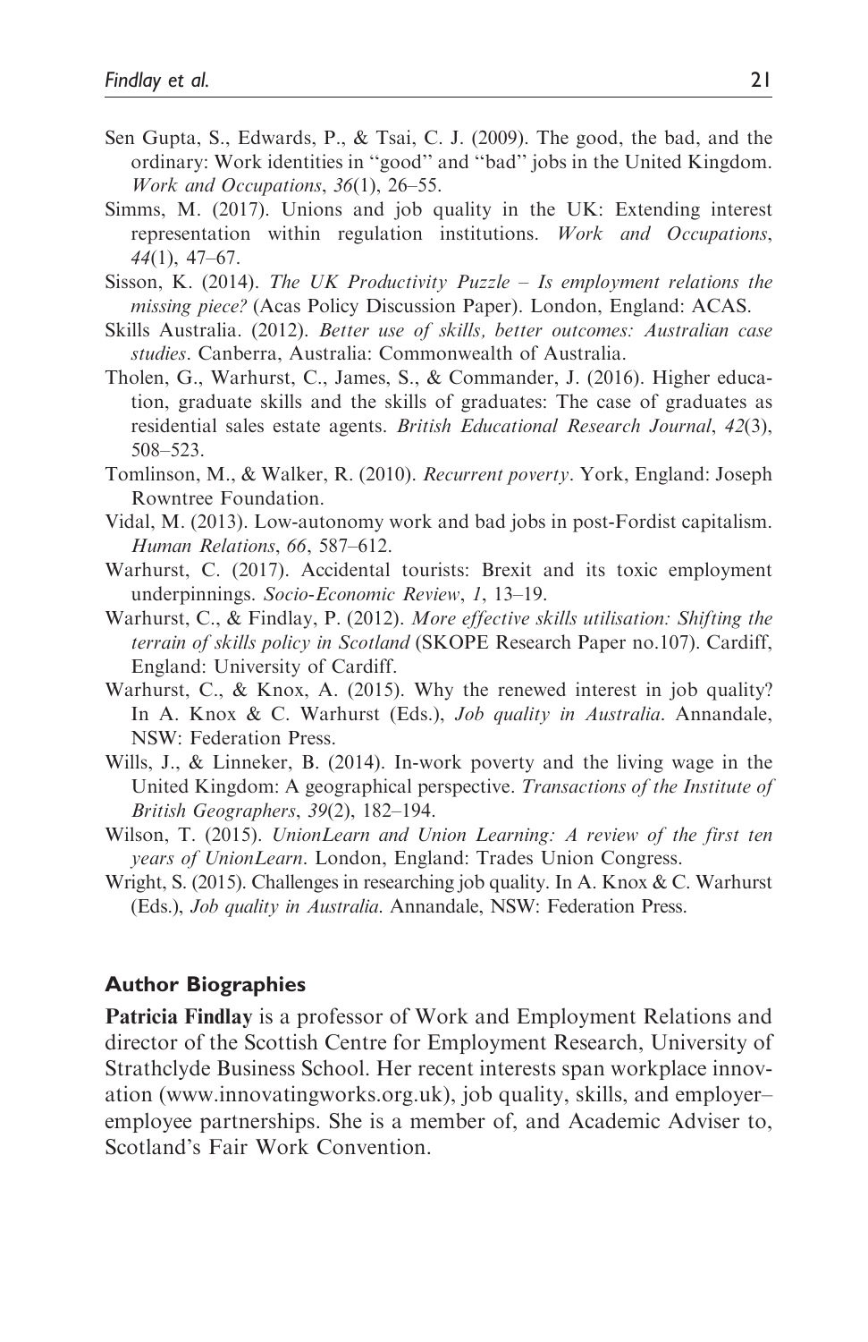Sen Gupta, S., Edwards, P., & Tsai, C. J. (2009). The good, the bad, and the ordinary: Work identities in "good" and "bad" jobs in the United Kingdom. *Work and Occupations*, *36*(1), 26–55.

Simms, M. (2017). Unions and job quality in the UK: Extending interest representation within regulation institutions. *Work and Occupations*, *44*(1), 47–67.

Sisson, K. (2014). *The UK Productivity Puzzle – Is employment relations the missing piece?* (Acas Policy Discussion Paper). London, England: ACAS.

Skills Australia. (2012). *Better use of skills, better outcomes: Australian case studies*. Canberra, Australia: Commonwealth of Australia.

Tholen, G., Warhurst, C., James, S., & Commander, J. (2016). Higher education, graduate skills and the skills of graduates: The case of graduates as residential sales estate agents. *British Educational Research Journal*, *42*(3), 508–523.

Tomlinson, M., & Walker, R. (2010). *Recurrent poverty*. York, England: Joseph Rowntree Foundation.

Vidal, M. (2013). Low-autonomy work and bad jobs in post-Fordist capitalism. *Human Relations*, *66*, 587–612.

Warhurst, C. (2017). Accidental tourists: Brexit and its toxic employment underpinnings. *Socio-Economic Review*, *1*, 13–19.

Warhurst, C., & Findlay, P. (2012). *More effective skills utilisation: Shifting the terrain of skills policy in Scotland* (SKOPE Research Paper no.107). Cardiff, England: University of Cardiff.

Warhurst, C., & Knox, A. (2015). Why the renewed interest in job quality? In A. Knox & C. Warhurst (Eds.), *Job quality in Australia*. Annandale, NSW: Federation Press.

Wills, J., & Linneker, B. (2014). In-work poverty and the living wage in the United Kingdom: A geographical perspective. *Transactions of the Institute of British Geographers*, *39*(2), 182–194.

Wilson, T. (2015). *UnionLearn and Union Learning: A review of the first ten years of UnionLearn*. London, England: Trades Union Congress.

Wright, S. (2015). Challenges in researching job quality. In A. Knox & C. Warhurst (Eds.), *Job quality in Australia*. Annandale, NSW: Federation Press.

## Author Biographies

**Patricia Findlay** is a professor of Work and Employment Relations and director of the Scottish Centre for Employment Research, University of Strathclyde Business School. Her recent interests span workplace innovation (www.innovatingworks.org.uk), job quality, skills, and employer–employee partnerships. She is a member of, and Academic Adviser to, Scotland's Fair Work Convention.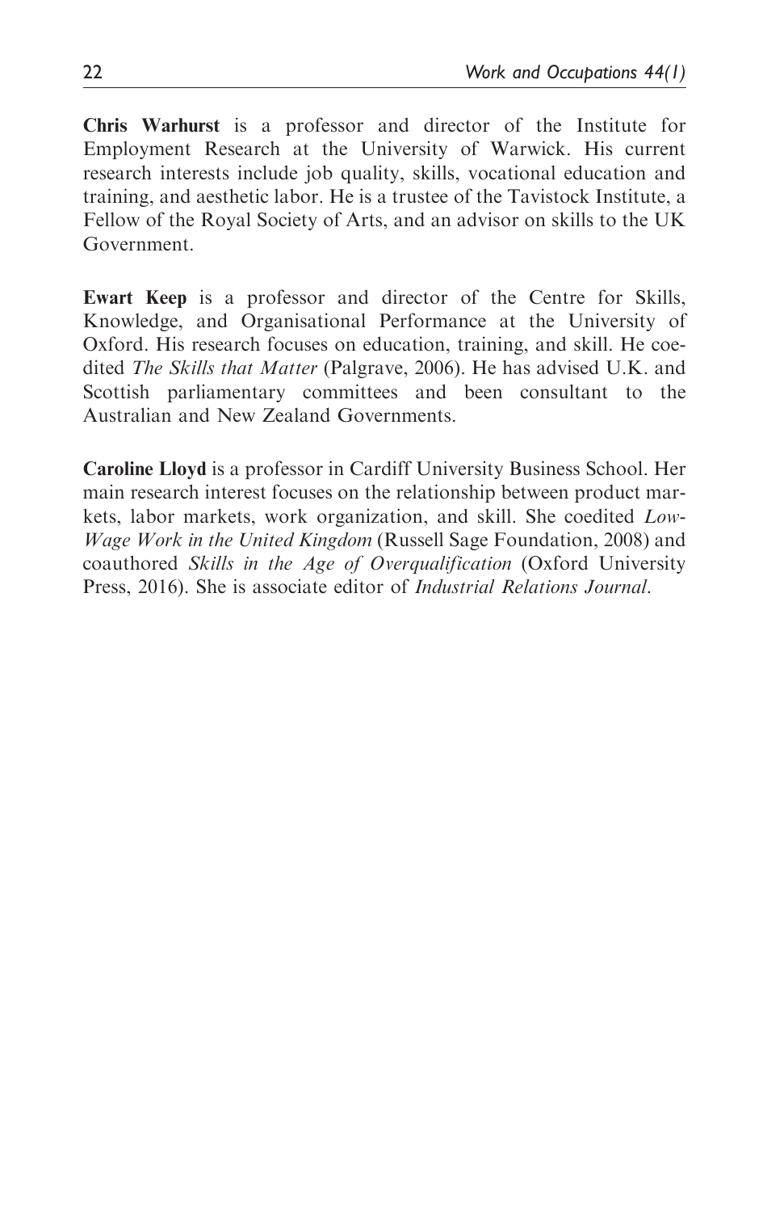**Chris Warhurst** is a professor and director of the Institute for Employment Research at the University of Warwick. His current research interests include job quality, skills, vocational education and training, and aesthetic labor. He is a trustee of the Tavistock Institute, a Fellow of the Royal Society of Arts, and an advisor on skills to the UK Government.

**Ewart Keep** is a professor and director of the Centre for Skills, Knowledge, and Organisational Performance at the University of Oxford. His research focuses on education, training, and skill. He coedited *The Skills that Matter* (Palgrave, 2006). He has advised U.K. and Scottish parliamentary committees and been consultant to the Australian and New Zealand Governments.

**Caroline Lloyd** is a professor in Cardiff University Business School. Her main research interest focuses on the relationship between product markets, labor markets, work organization, and skill. She coedited *Low-Wage Work in the United Kingdom* (Russell Sage Foundation, 2008) and coauthored *Skills in the Age of Overqualification* (Oxford University Press, 2016). She is associate editor of *Industrial Relations Journal*.